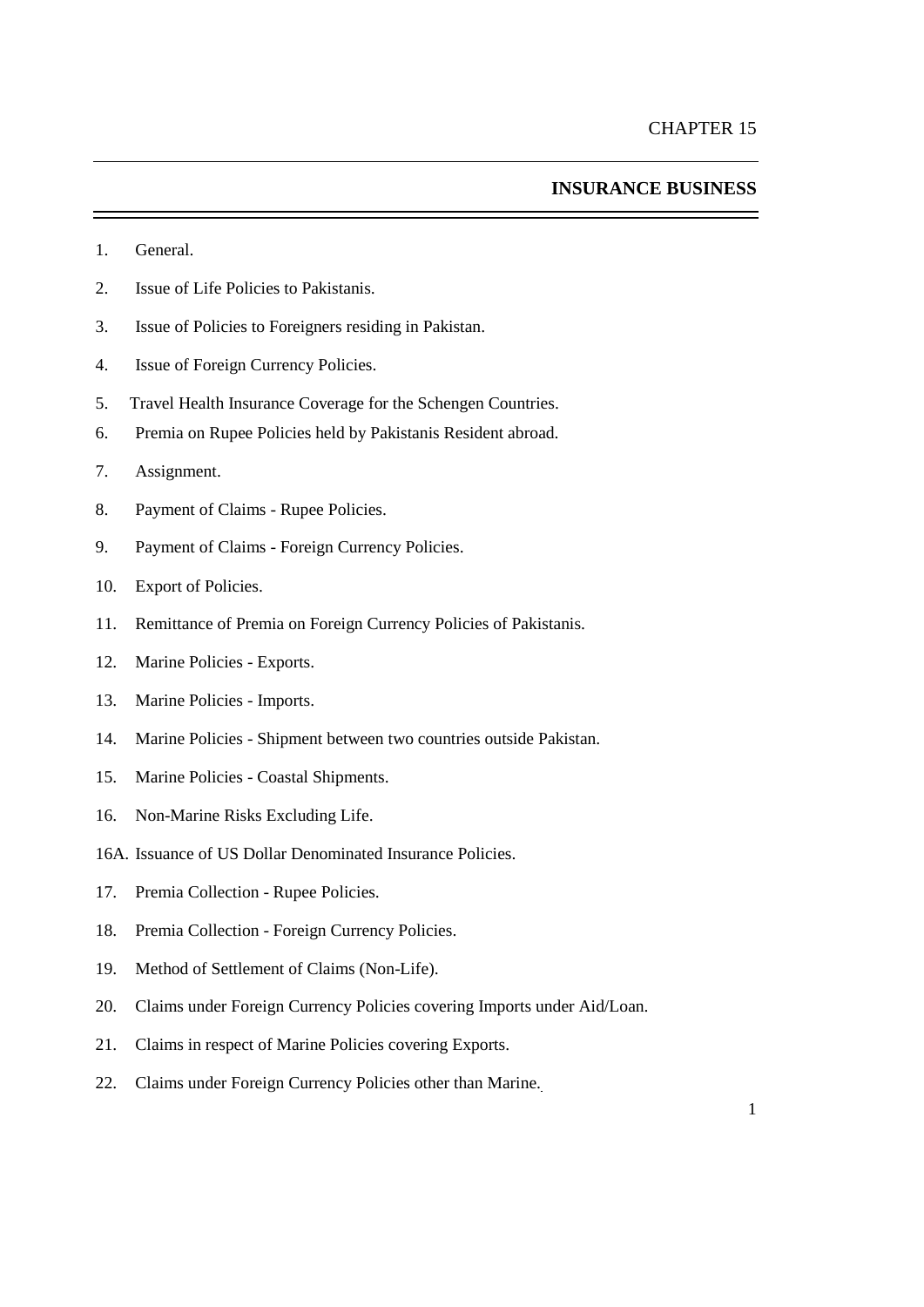CHAPTER 15

# INSURANCE BUSINESS

1. General.
2. Issue of Life Policies to Pakistanis.
3. Issue of Policies to Foreigners residing in Pakistan.
4. Issue of Foreign Currency Policies.
5. Travel Health Insurance Coverage for the Schengen Countries.
6. Premia on Rupee Policies held by Pakistanis Resident abroad.
7. Assignment.
8. Payment of Claims - Rupee Policies.
9. Payment of Claims - Foreign Currency Policies.
10. Export of Policies.
11. Remittance of Premia on Foreign Currency Policies of Pakistanis.
12. Marine Policies - Exports.
13. Marine Policies - Imports.
14. Marine Policies - Shipment between two countries outside Pakistan.
15. Marine Policies - Coastal Shipments.
16. Non-Marine Risks Excluding Life.

16A. Issuance of US Dollar Denominated Insurance Policies.

17. Premia Collection - Rupee Policies.
18. Premia Collection - Foreign Currency Policies.
19. Method of Settlement of Claims (Non-Life).
20. Claims under Foreign Currency Policies covering Imports under Aid/Loan.
21. Claims in respect of Marine Policies covering Exports.
22. Claims under Foreign Currency Policies other than Marine.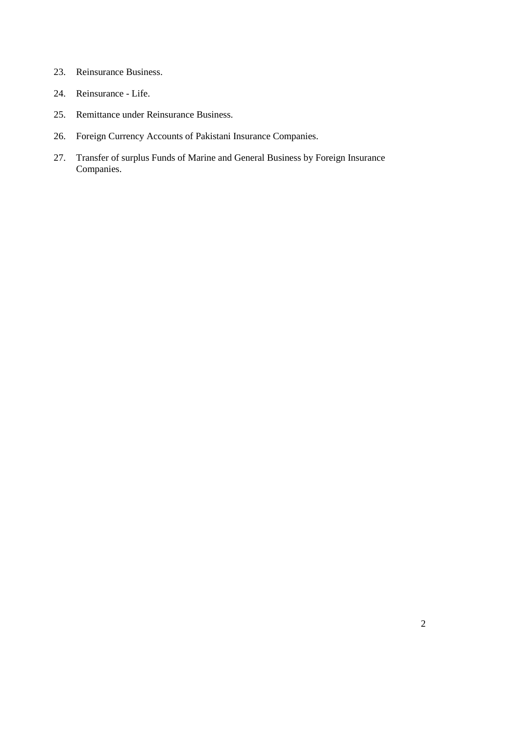23. Reinsurance Business.

24. Reinsurance - Life.

25. Remittance under Reinsurance Business.

26. Foreign Currency Accounts of Pakistani Insurance Companies.

27. Transfer of surplus Funds of Marine and General Business by Foreign Insurance Companies.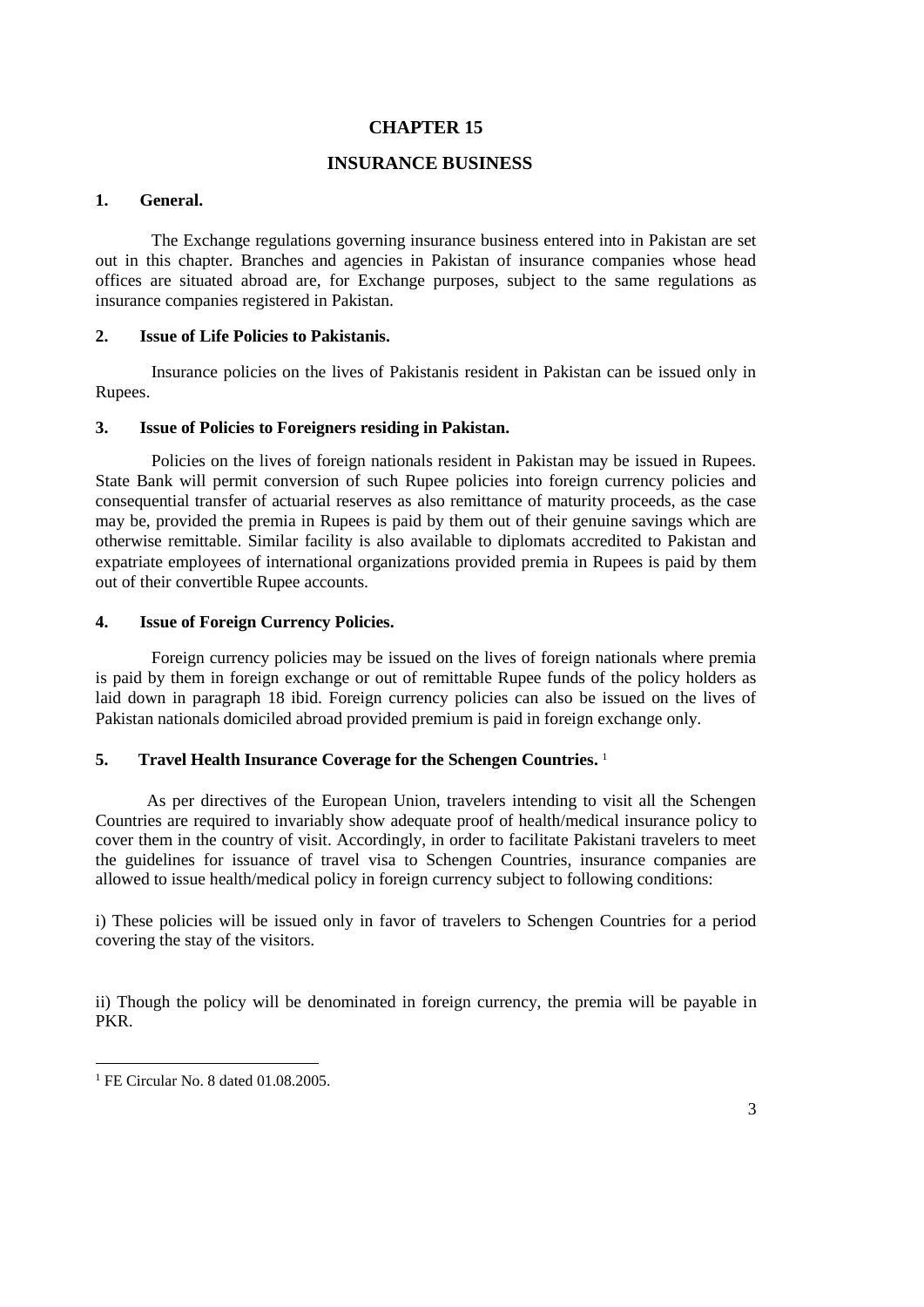# CHAPTER 15

## INSURANCE BUSINESS

### 1. General.

The Exchange regulations governing insurance business entered into in Pakistan are set out in this chapter. Branches and agencies in Pakistan of insurance companies whose head offices are situated abroad are, for Exchange purposes, subject to the same regulations as insurance companies registered in Pakistan.

### 2. Issue of Life Policies to Pakistanis.

Insurance policies on the lives of Pakistanis resident in Pakistan can be issued only in Rupees.

### 3. Issue of Policies to Foreigners residing in Pakistan.

Policies on the lives of foreign nationals resident in Pakistan may be issued in Rupees. State Bank will permit conversion of such Rupee policies into foreign currency policies and consequential transfer of actuarial reserves as also remittance of maturity proceeds, as the case may be, provided the premia in Rupees is paid by them out of their genuine savings which are otherwise remittable. Similar facility is also available to diplomats accredited to Pakistan and expatriate employees of international organizations provided premia in Rupees is paid by them out of their convertible Rupee accounts.

### 4. Issue of Foreign Currency Policies.

Foreign currency policies may be issued on the lives of foreign nationals where premia is paid by them in foreign exchange or out of remittable Rupee funds of the policy holders as laid down in paragraph 18 ibid. Foreign currency policies can also be issued on the lives of Pakistan nationals domiciled abroad provided premium is paid in foreign exchange only.

### 5. Travel Health Insurance Coverage for the Schengen Countries. [1]

As per directives of the European Union, travelers intending to visit all the Schengen Countries are required to invariably show adequate proof of health/medical insurance policy to cover them in the country of visit. Accordingly, in order to facilitate Pakistani travelers to meet the guidelines for issuance of travel visa to Schengen Countries, insurance companies are allowed to issue health/medical policy in foreign currency subject to following conditions:

i) These policies will be issued only in favor of travelers to Schengen Countries for a period covering the stay of the visitors.

ii) Though the policy will be denominated in foreign currency, the premia will be payable in PKR.

---

[1] FE Circular No. 8 dated 01.08.2005.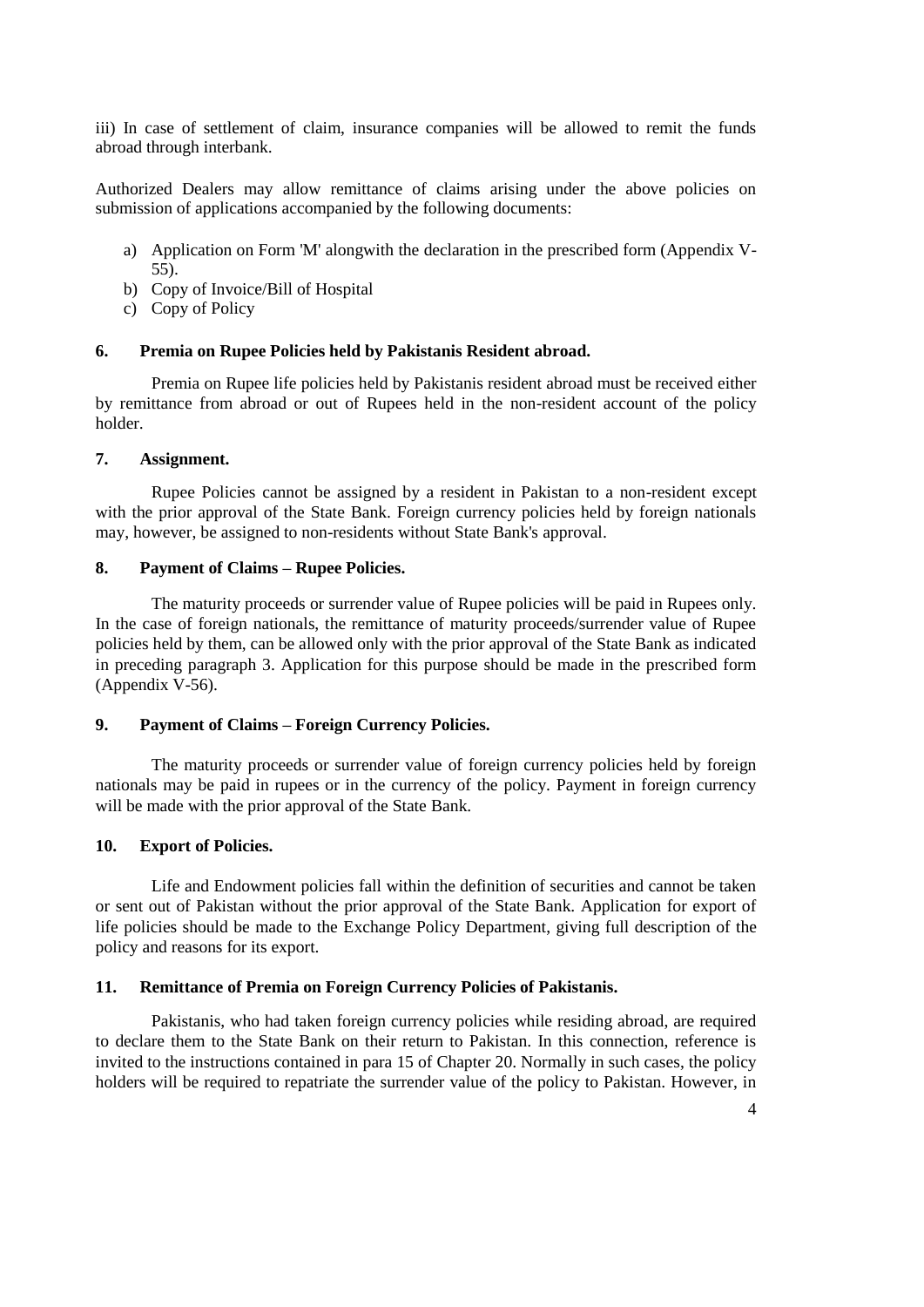iii) In case of settlement of claim, insurance companies will be allowed to remit the funds abroad through interbank.

Authorized Dealers may allow remittance of claims arising under the above policies on submission of applications accompanied by the following documents:

a) Application on Form 'M' alongwith the declaration in the prescribed form (Appendix V-55).
b) Copy of Invoice/Bill of Hospital
c) Copy of Policy

### 6. Premia on Rupee Policies held by Pakistanis Resident abroad.

Premia on Rupee life policies held by Pakistanis resident abroad must be received either by remittance from abroad or out of Rupees held in the non-resident account of the policy holder.

### 7. Assignment.

Rupee Policies cannot be assigned by a resident in Pakistan to a non-resident except with the prior approval of the State Bank. Foreign currency policies held by foreign nationals may, however, be assigned to non-residents without State Bank's approval.

### 8. Payment of Claims – Rupee Policies.

The maturity proceeds or surrender value of Rupee policies will be paid in Rupees only. In the case of foreign nationals, the remittance of maturity proceeds/surrender value of Rupee policies held by them, can be allowed only with the prior approval of the State Bank as indicated in preceding paragraph 3. Application for this purpose should be made in the prescribed form (Appendix V-56).

### 9. Payment of Claims – Foreign Currency Policies.

The maturity proceeds or surrender value of foreign currency policies held by foreign nationals may be paid in rupees or in the currency of the policy. Payment in foreign currency will be made with the prior approval of the State Bank.

### 10. Export of Policies.

Life and Endowment policies fall within the definition of securities and cannot be taken or sent out of Pakistan without the prior approval of the State Bank. Application for export of life policies should be made to the Exchange Policy Department, giving full description of the policy and reasons for its export.

### 11. Remittance of Premia on Foreign Currency Policies of Pakistanis.

Pakistanis, who had taken foreign currency policies while residing abroad, are required to declare them to the State Bank on their return to Pakistan. In this connection, reference is invited to the instructions contained in para 15 of Chapter 20. Normally in such cases, the policy holders will be required to repatriate the surrender value of the policy to Pakistan. However, in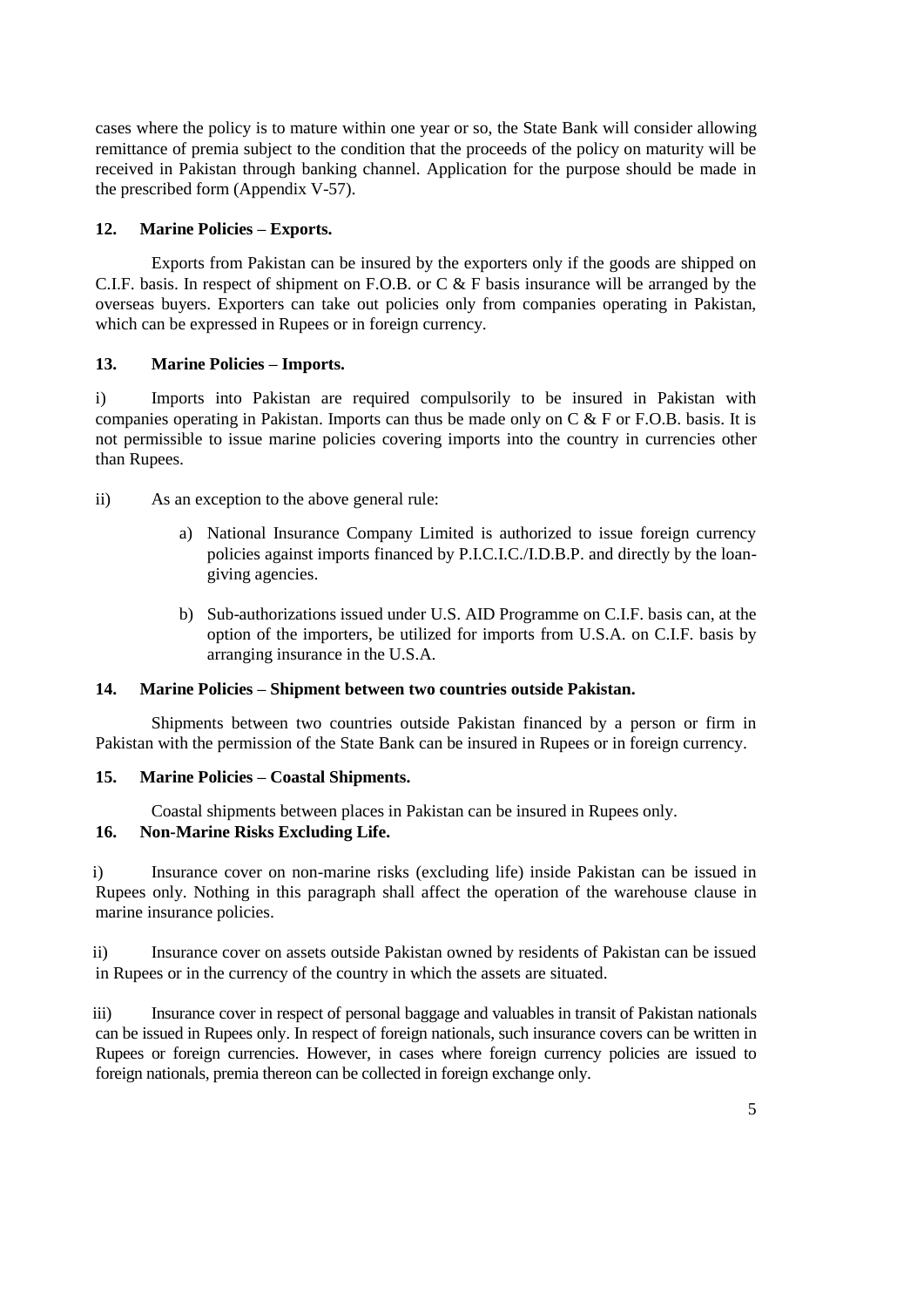cases where the policy is to mature within one year or so, the State Bank will consider allowing remittance of premia subject to the condition that the proceeds of the policy on maturity will be received in Pakistan through banking channel. Application for the purpose should be made in the prescribed form (Appendix V-57).

**12. Marine Policies – Exports.**

Exports from Pakistan can be insured by the exporters only if the goods are shipped on C.I.F. basis. In respect of shipment on F.O.B. or C & F basis insurance will be arranged by the overseas buyers. Exporters can take out policies only from companies operating in Pakistan, which can be expressed in Rupees or in foreign currency.

**13. Marine Policies – Imports.**

i) Imports into Pakistan are required compulsorily to be insured in Pakistan with companies operating in Pakistan. Imports can thus be made only on C & F or F.O.B. basis. It is not permissible to issue marine policies covering imports into the country in currencies other than Rupees.

ii) As an exception to the above general rule:

a) National Insurance Company Limited is authorized to issue foreign currency policies against imports financed by P.I.C.I.C./I.D.B.P. and directly by the loan-giving agencies.

b) Sub-authorizations issued under U.S. AID Programme on C.I.F. basis can, at the option of the importers, be utilized for imports from U.S.A. on C.I.F. basis by arranging insurance in the U.S.A.

**14. Marine Policies – Shipment between two countries outside Pakistan.**

Shipments between two countries outside Pakistan financed by a person or firm in Pakistan with the permission of the State Bank can be insured in Rupees or in foreign currency.

**15. Marine Policies – Coastal Shipments.**

Coastal shipments between places in Pakistan can be insured in Rupees only.

**16. Non-Marine Risks Excluding Life.**

i) Insurance cover on non-marine risks (excluding life) inside Pakistan can be issued in Rupees only. Nothing in this paragraph shall affect the operation of the warehouse clause in marine insurance policies.

ii) Insurance cover on assets outside Pakistan owned by residents of Pakistan can be issued in Rupees or in the currency of the country in which the assets are situated.

iii) Insurance cover in respect of personal baggage and valuables in transit of Pakistan nationals can be issued in Rupees only. In respect of foreign nationals, such insurance covers can be written in Rupees or foreign currencies. However, in cases where foreign currency policies are issued to foreign nationals, premia thereon can be collected in foreign exchange only.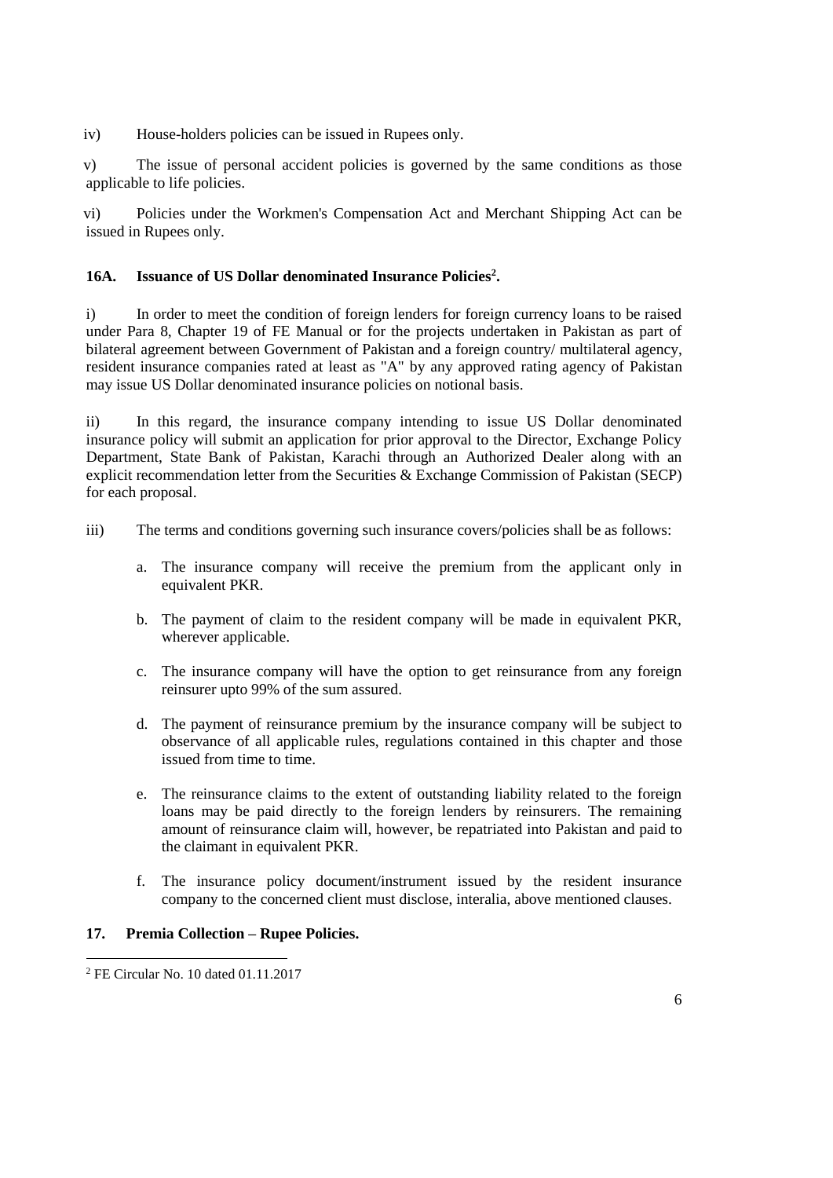iv) House-holders policies can be issued in Rupees only.

v) The issue of personal accident policies is governed by the same conditions as those applicable to life policies.

vi) Policies under the Workmen's Compensation Act and Merchant Shipping Act can be issued in Rupees only.

### 16A. Issuance of US Dollar denominated Insurance Policies[2].

i) In order to meet the condition of foreign lenders for foreign currency loans to be raised under Para 8, Chapter 19 of FE Manual or for the projects undertaken in Pakistan as part of bilateral agreement between Government of Pakistan and a foreign country/ multilateral agency, resident insurance companies rated at least as "A" by any approved rating agency of Pakistan may issue US Dollar denominated insurance policies on notional basis.

ii) In this regard, the insurance company intending to issue US Dollar denominated insurance policy will submit an application for prior approval to the Director, Exchange Policy Department, State Bank of Pakistan, Karachi through an Authorized Dealer along with an explicit recommendation letter from the Securities & Exchange Commission of Pakistan (SECP) for each proposal.

iii) The terms and conditions governing such insurance covers/policies shall be as follows:

a. The insurance company will receive the premium from the applicant only in equivalent PKR.

b. The payment of claim to the resident company will be made in equivalent PKR, wherever applicable.

c. The insurance company will have the option to get reinsurance from any foreign reinsurer upto 99% of the sum assured.

d. The payment of reinsurance premium by the insurance company will be subject to observance of all applicable rules, regulations contained in this chapter and those issued from time to time.

e. The reinsurance claims to the extent of outstanding liability related to the foreign loans may be paid directly to the foreign lenders by reinsurers. The remaining amount of reinsurance claim will, however, be repatriated into Pakistan and paid to the claimant in equivalent PKR.

f. The insurance policy document/instrument issued by the resident insurance company to the concerned client must disclose, interalia, above mentioned clauses.

### 17. Premia Collection – Rupee Policies.

[2] FE Circular No. 10 dated 01.11.2017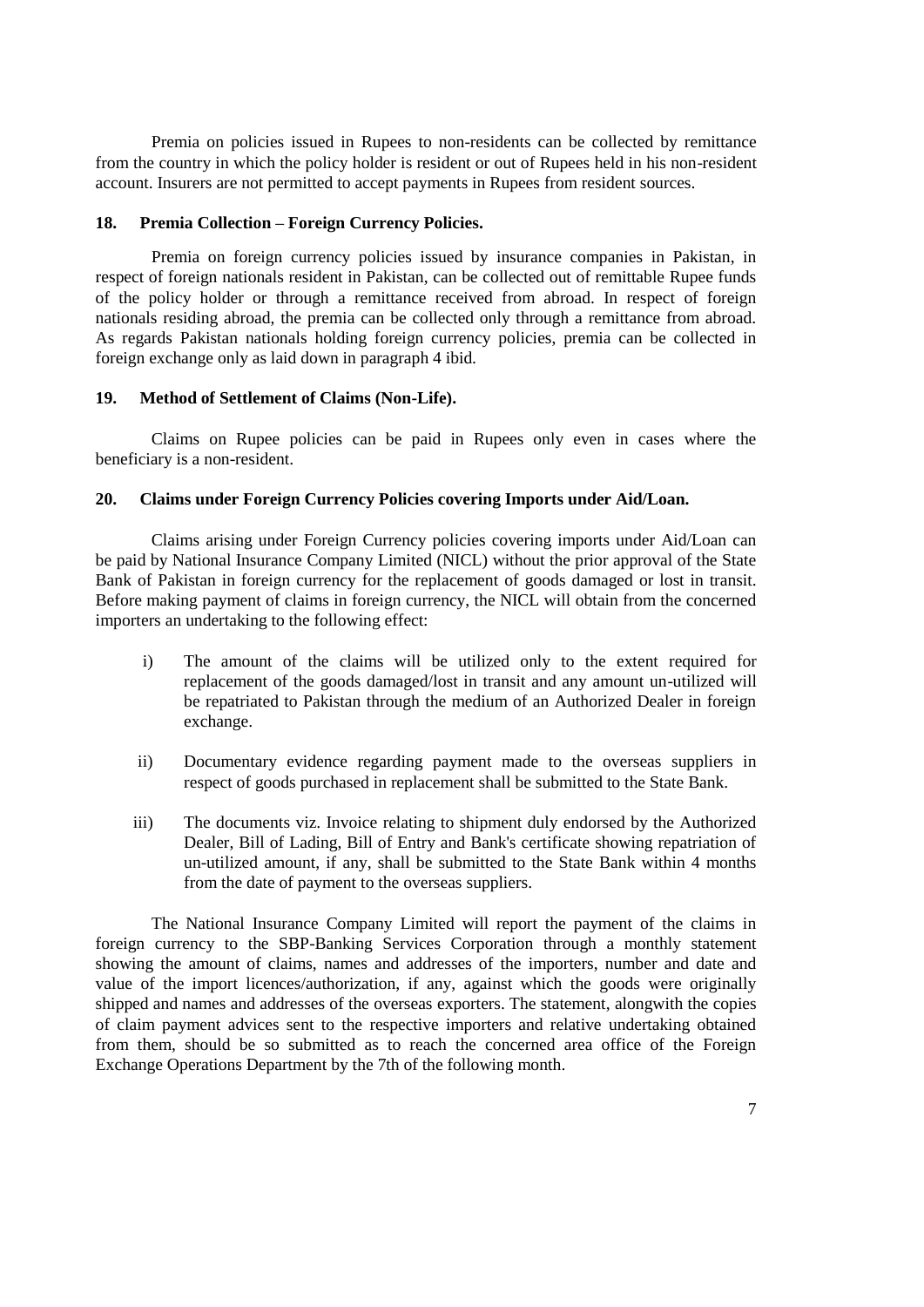Premia on policies issued in Rupees to non-residents can be collected by remittance from the country in which the policy holder is resident or out of Rupees held in his non-resident account. Insurers are not permitted to accept payments in Rupees from resident sources.

### 18. Premia Collection – Foreign Currency Policies.

Premia on foreign currency policies issued by insurance companies in Pakistan, in respect of foreign nationals resident in Pakistan, can be collected out of remittable Rupee funds of the policy holder or through a remittance received from abroad. In respect of foreign nationals residing abroad, the premia can be collected only through a remittance from abroad. As regards Pakistan nationals holding foreign currency policies, premia can be collected in foreign exchange only as laid down in paragraph 4 ibid.

### 19. Method of Settlement of Claims (Non-Life).

Claims on Rupee policies can be paid in Rupees only even in cases where the beneficiary is a non-resident.

### 20. Claims under Foreign Currency Policies covering Imports under Aid/Loan.

Claims arising under Foreign Currency policies covering imports under Aid/Loan can be paid by National Insurance Company Limited (NICL) without the prior approval of the State Bank of Pakistan in foreign currency for the replacement of goods damaged or lost in transit. Before making payment of claims in foreign currency, the NICL will obtain from the concerned importers an undertaking to the following effect:

i) The amount of the claims will be utilized only to the extent required for replacement of the goods damaged/lost in transit and any amount un-utilized will be repatriated to Pakistan through the medium of an Authorized Dealer in foreign exchange.

ii) Documentary evidence regarding payment made to the overseas suppliers in respect of goods purchased in replacement shall be submitted to the State Bank.

iii) The documents viz. Invoice relating to shipment duly endorsed by the Authorized Dealer, Bill of Lading, Bill of Entry and Bank's certificate showing repatriation of un-utilized amount, if any, shall be submitted to the State Bank within 4 months from the date of payment to the overseas suppliers.

The National Insurance Company Limited will report the payment of the claims in foreign currency to the SBP-Banking Services Corporation through a monthly statement showing the amount of claims, names and addresses of the importers, number and date and value of the import licences/authorization, if any, against which the goods were originally shipped and names and addresses of the overseas exporters. The statement, alongwith the copies of claim payment advices sent to the respective importers and relative undertaking obtained from them, should be so submitted as to reach the concerned area office of the Foreign Exchange Operations Department by the 7th of the following month.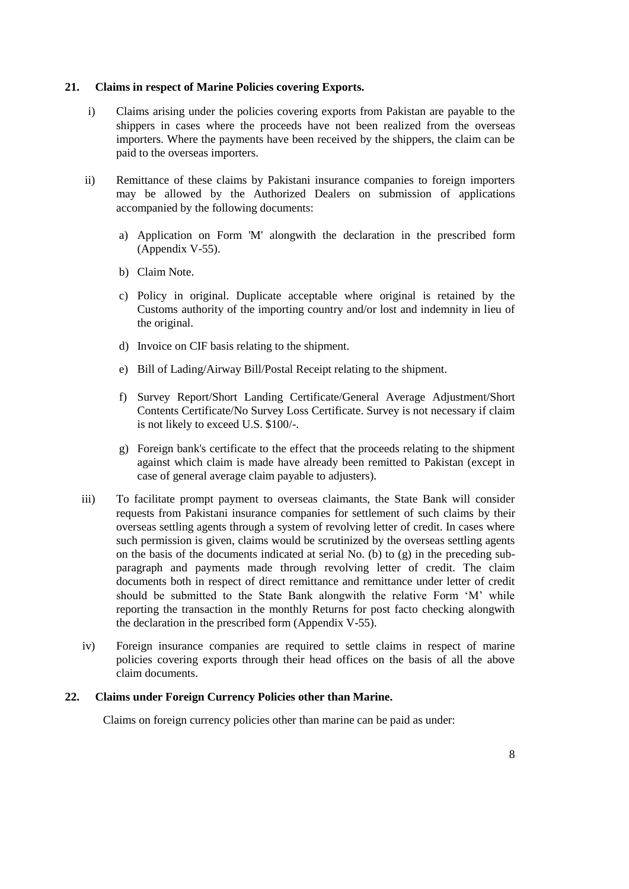**21. Claims in respect of Marine Policies covering Exports.**

i) Claims arising under the policies covering exports from Pakistan are payable to the shippers in cases where the proceeds have not been realized from the overseas importers. Where the payments have been received by the shippers, the claim can be paid to the overseas importers.

ii) Remittance of these claims by Pakistani insurance companies to foreign importers may be allowed by the Authorized Dealers on submission of applications accompanied by the following documents:

   a) Application on Form 'M' alongwith the declaration in the prescribed form (Appendix V-55).

   b) Claim Note.

   c) Policy in original. Duplicate acceptable where original is retained by the Customs authority of the importing country and/or lost and indemnity in lieu of the original.

   d) Invoice on CIF basis relating to the shipment.

   e) Bill of Lading/Airway Bill/Postal Receipt relating to the shipment.

   f) Survey Report/Short Landing Certificate/General Average Adjustment/Short Contents Certificate/No Survey Loss Certificate. Survey is not necessary if claim is not likely to exceed U.S. $100/-.

   g) Foreign bank's certificate to the effect that the proceeds relating to the shipment against which claim is made have already been remitted to Pakistan (except in case of general average claim payable to adjusters).

iii) To facilitate prompt payment to overseas claimants, the State Bank will consider requests from Pakistani insurance companies for settlement of such claims by their overseas settling agents through a system of revolving letter of credit. In cases where such permission is given, claims would be scrutinized by the overseas settling agents on the basis of the documents indicated at serial No. (b) to (g) in the preceding sub-paragraph and payments made through revolving letter of credit. The claim documents both in respect of direct remittance and remittance under letter of credit should be submitted to the State Bank alongwith the relative Form 'M' while reporting the transaction in the monthly Returns for post facto checking alongwith the declaration in the prescribed form (Appendix V-55).

iv) Foreign insurance companies are required to settle claims in respect of marine policies covering exports through their head offices on the basis of all the above claim documents.

**22. Claims under Foreign Currency Policies other than Marine.**

Claims on foreign currency policies other than marine can be paid as under: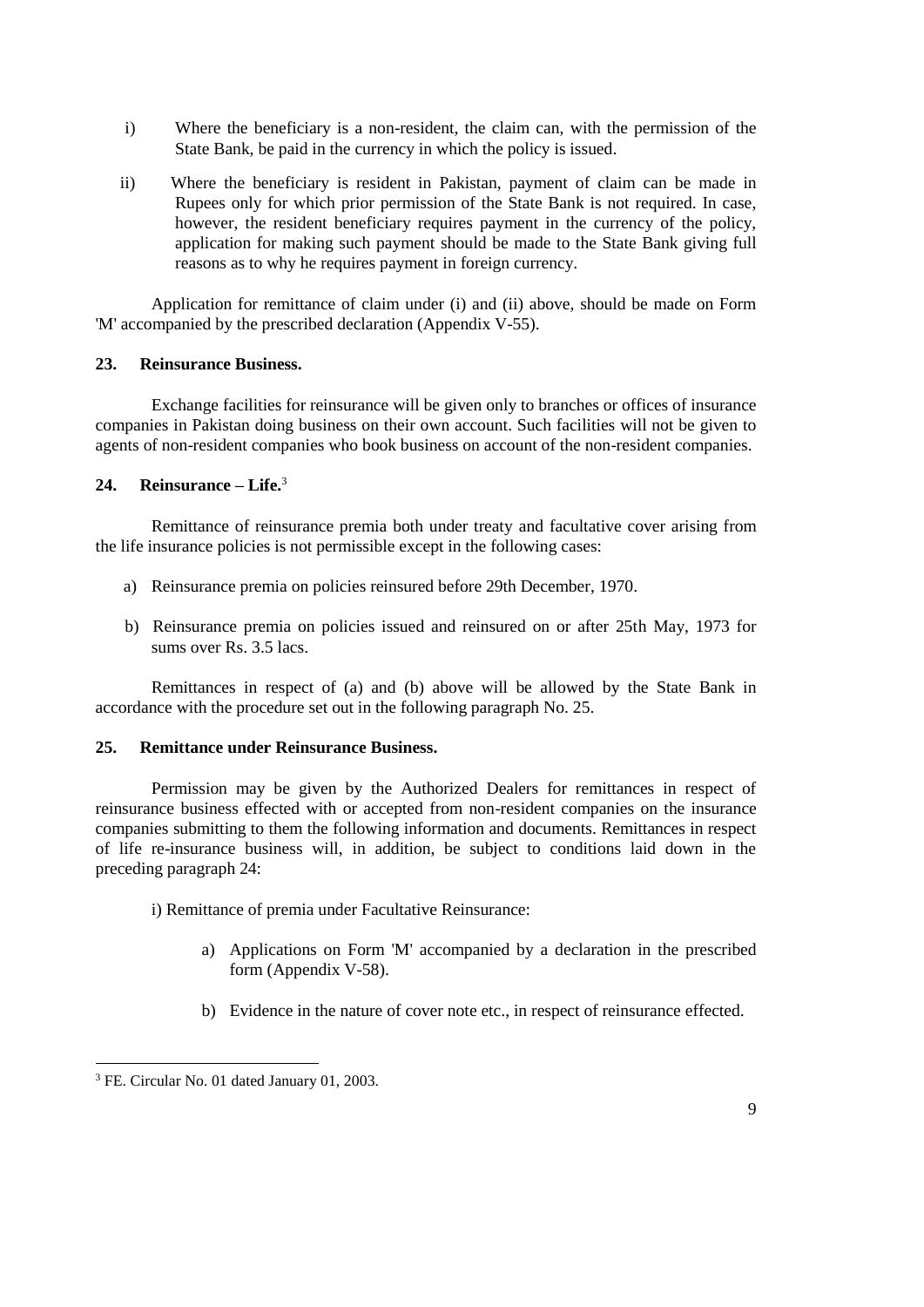i) Where the beneficiary is a non-resident, the claim can, with the permission of the State Bank, be paid in the currency in which the policy is issued.

ii) Where the beneficiary is resident in Pakistan, payment of claim can be made in Rupees only for which prior permission of the State Bank is not required. In case, however, the resident beneficiary requires payment in the currency of the policy, application for making such payment should be made to the State Bank giving full reasons as to why he requires payment in foreign currency.

Application for remittance of claim under (i) and (ii) above, should be made on Form 'M' accompanied by the prescribed declaration (Appendix V-55).

**23. Reinsurance Business.**

Exchange facilities for reinsurance will be given only to branches or offices of insurance companies in Pakistan doing business on their own account. Such facilities will not be given to agents of non-resident companies who book business on account of the non-resident companies.

**24. Reinsurance – Life.**[3]

Remittance of reinsurance premia both under treaty and facultative cover arising from the life insurance policies is not permissible except in the following cases:

a) Reinsurance premia on policies reinsured before 29th December, 1970.

b) Reinsurance premia on policies issued and reinsured on or after 25th May, 1973 for sums over Rs. 3.5 lacs.

Remittances in respect of (a) and (b) above will be allowed by the State Bank in accordance with the procedure set out in the following paragraph No. 25.

**25. Remittance under Reinsurance Business.**

Permission may be given by the Authorized Dealers for remittances in respect of reinsurance business effected with or accepted from non-resident companies on the insurance companies submitting to them the following information and documents. Remittances in respect of life re-insurance business will, in addition, be subject to conditions laid down in the preceding paragraph 24:

i) Remittance of premia under Facultative Reinsurance:

a) Applications on Form 'M' accompanied by a declaration in the prescribed form (Appendix V-58).

b) Evidence in the nature of cover note etc., in respect of reinsurance effected.

[3] FE. Circular No. 01 dated January 01, 2003.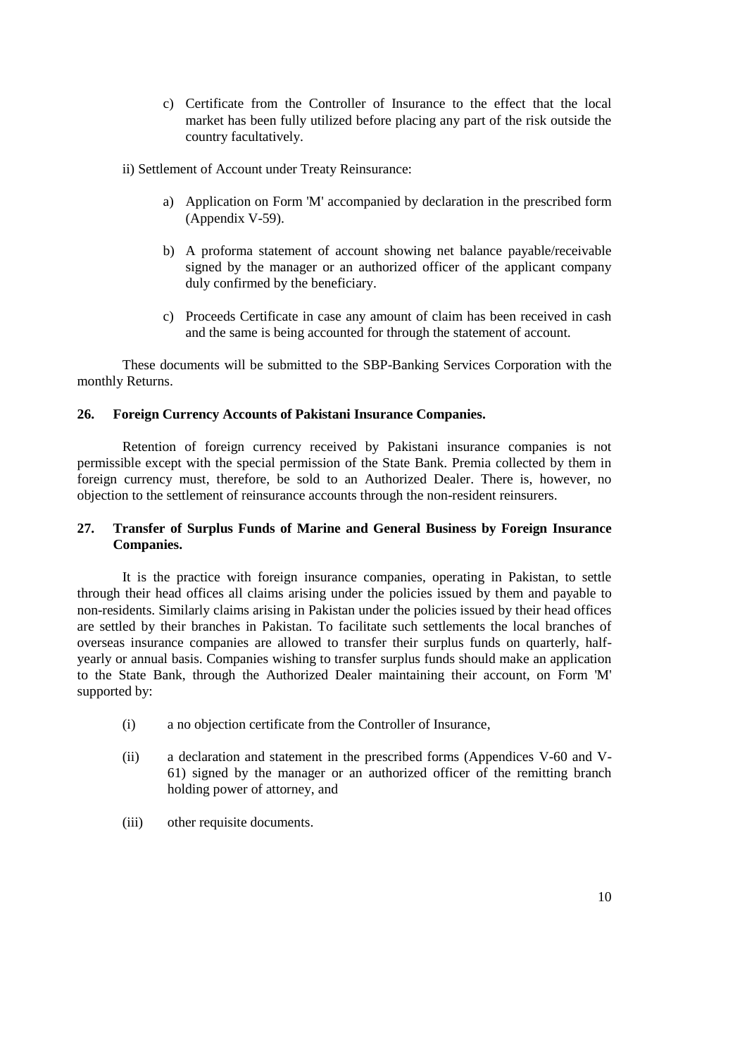c) Certificate from the Controller of Insurance to the effect that the local market has been fully utilized before placing any part of the risk outside the country facultatively.

ii) Settlement of Account under Treaty Reinsurance:

a) Application on Form 'M' accompanied by declaration in the prescribed form (Appendix V-59).

b) A proforma statement of account showing net balance payable/receivable signed by the manager or an authorized officer of the applicant company duly confirmed by the beneficiary.

c) Proceeds Certificate in case any amount of claim has been received in cash and the same is being accounted for through the statement of account.

These documents will be submitted to the SBP-Banking Services Corporation with the monthly Returns.

**26. Foreign Currency Accounts of Pakistani Insurance Companies.**

Retention of foreign currency received by Pakistani insurance companies is not permissible except with the special permission of the State Bank. Premia collected by them in foreign currency must, therefore, be sold to an Authorized Dealer. There is, however, no objection to the settlement of reinsurance accounts through the non-resident reinsurers.

**27. Transfer of Surplus Funds of Marine and General Business by Foreign Insurance Companies.**

It is the practice with foreign insurance companies, operating in Pakistan, to settle through their head offices all claims arising under the policies issued by them and payable to non-residents. Similarly claims arising in Pakistan under the policies issued by their head offices are settled by their branches in Pakistan. To facilitate such settlements the local branches of overseas insurance companies are allowed to transfer their surplus funds on quarterly, half-yearly or annual basis. Companies wishing to transfer surplus funds should make an application to the State Bank, through the Authorized Dealer maintaining their account, on Form 'M' supported by:

(i) a no objection certificate from the Controller of Insurance,

(ii) a declaration and statement in the prescribed forms (Appendices V-60 and V-61) signed by the manager or an authorized officer of the remitting branch holding power of attorney, and

(iii) other requisite documents.